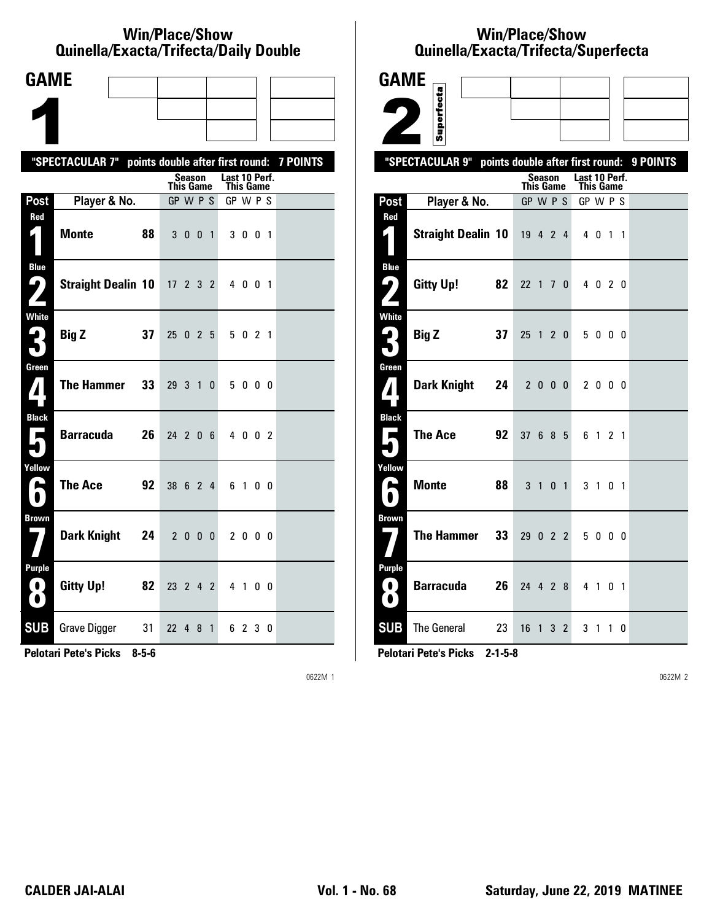## Win/Place/Show
## Quinella/Exacta/Trifecta/Daily Double

# GAME 1

"SPECTACULAR 7" points double after first round: 7 POINTS

| Post | Player & No. | | Season This Game GP W P S | Last 10 Perf. This Game GP W P S |
|---|---|---|---|---|
| Red 1 | Monte | 88 | 3 0 0 1 | 3 0 0 1 |
| Blue 2 | Straight Dealin | 10 | 17 2 3 2 | 4 0 0 1 |
| White 3 | Big Z | 37 | 25 0 2 5 | 5 0 2 1 |
| Green 4 | The Hammer | 33 | 29 3 1 0 | 5 0 0 0 |
| Black 5 | Barracuda | 26 | 24 2 0 6 | 4 0 0 2 |
| Yellow 6 | The Ace | 92 | 38 6 2 4 | 6 1 0 0 |
| Brown 7 | Dark Knight | 24 | 2 0 0 0 | 2 0 0 0 |
| Purple 8 | Gitty Up! | 82 | 23 2 4 2 | 4 1 0 0 |
| SUB | Grave Digger | 31 | 22 4 8 1 | 6 2 3 0 |

Pelotari Pete's Picks 8-5-6

0622M 1

## Win/Place/Show
## Quinella/Exacta/Trifecta/Superfecta

# GAME 2

Superfecta

"SPECTACULAR 9" points double after first round: 9 POINTS

| Post | Player & No. | | Season This Game GP W P S | Last 10 Perf. This Game GP W P S |
|---|---|---|---|---|
| Red 1 | Straight Dealin | 10 | 19 4 2 4 | 4 0 1 1 |
| Blue 2 | Gitty Up! | 82 | 22 1 7 0 | 4 0 2 0 |
| White 3 | Big Z | 37 | 25 1 2 0 | 5 0 0 0 |
| Green 4 | Dark Knight | 24 | 2 0 0 0 | 2 0 0 0 |
| Black 5 | The Ace | 92 | 37 6 8 5 | 6 1 2 1 |
| Yellow 6 | Monte | 88 | 3 1 0 1 | 3 1 0 1 |
| Brown 7 | The Hammer | 33 | 29 0 2 2 | 5 0 0 0 |
| Purple 8 | Barracuda | 26 | 24 4 2 8 | 4 1 0 1 |
| SUB | The General | 23 | 16 1 3 2 | 3 1 1 0 |

Pelotari Pete's Picks 2-1-5-8

0622M 2

CALDER JAI-ALAI — Vol. 1 - No. 68 — Saturday, June 22, 2019 MATINEE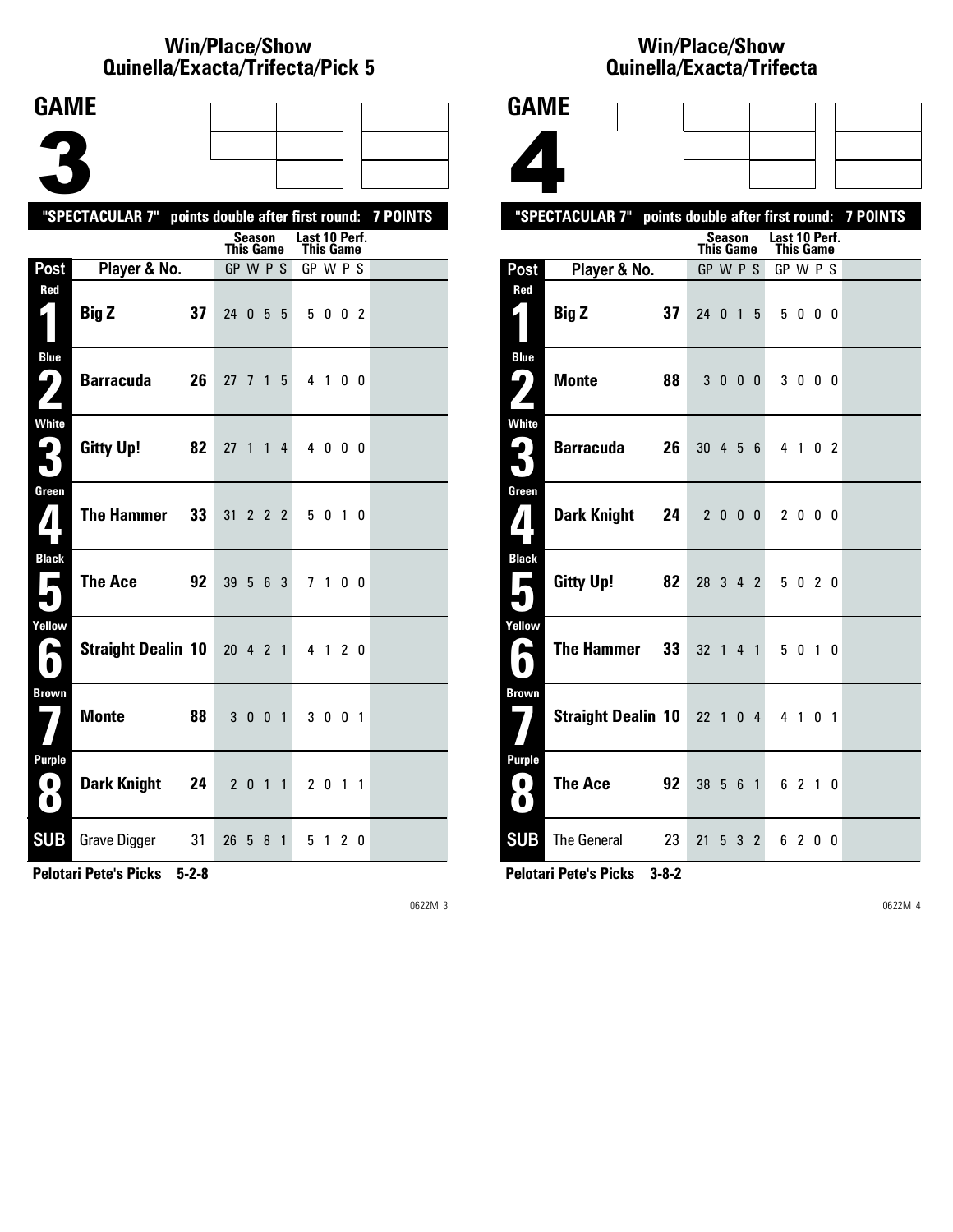# Win/Place/Show
# Quinella/Exacta/Trifecta/Pick 5

## GAME 3

"SPECTACULAR 7" points double after first round: 7 POINTS

| Post | Player & No. | | Season This Game GP W P S | Last 10 Perf. This Game GP W P S |
|---|---|---|---|---|
| Red 1 | Big Z | 37 | 24 0 5 5 | 5 0 0 2 |
| Blue 2 | Barracuda | 26 | 27 7 1 5 | 4 1 0 0 |
| White 3 | Gitty Up! | 82 | 27 1 1 4 | 4 0 0 0 |
| Green 4 | The Hammer | 33 | 31 2 2 2 | 5 0 1 0 |
| Black 5 | The Ace | 92 | 39 5 6 3 | 7 1 0 0 |
| Yellow 6 | Straight Dealin | 10 | 20 4 2 1 | 4 1 2 0 |
| Brown 7 | Monte | 88 | 3 0 0 1 | 3 0 0 1 |
| Purple 8 | Dark Knight | 24 | 2 0 1 1 | 2 0 1 1 |
| SUB | Grave Digger | 31 | 26 5 8 1 | 5 1 2 0 |

**Pelotari Pete's Picks 5-2-8**

# Win/Place/Show
# Quinella/Exacta/Trifecta

## GAME 4

"SPECTACULAR 7" points double after first round: 7 POINTS

| Post | Player & No. | | Season This Game GP W P S | Last 10 Perf. This Game GP W P S |
|---|---|---|---|---|
| Red 1 | Big Z | 37 | 24 0 1 5 | 5 0 0 0 |
| Blue 2 | Monte | 88 | 3 0 0 0 | 3 0 0 0 |
| White 3 | Barracuda | 26 | 30 4 5 6 | 4 1 0 2 |
| Green 4 | Dark Knight | 24 | 2 0 0 0 | 2 0 0 0 |
| Black 5 | Gitty Up! | 82 | 28 3 4 2 | 5 0 2 0 |
| Yellow 6 | The Hammer | 33 | 32 1 4 1 | 5 0 1 0 |
| Brown 7 | Straight Dealin | 10 | 22 1 0 4 | 4 1 0 1 |
| Purple 8 | The Ace | 92 | 38 5 6 1 | 6 2 1 0 |
| SUB | The General | 23 | 21 5 3 2 | 6 2 0 0 |

**Pelotari Pete's Picks 3-8-2**

0622M 3

0622M 4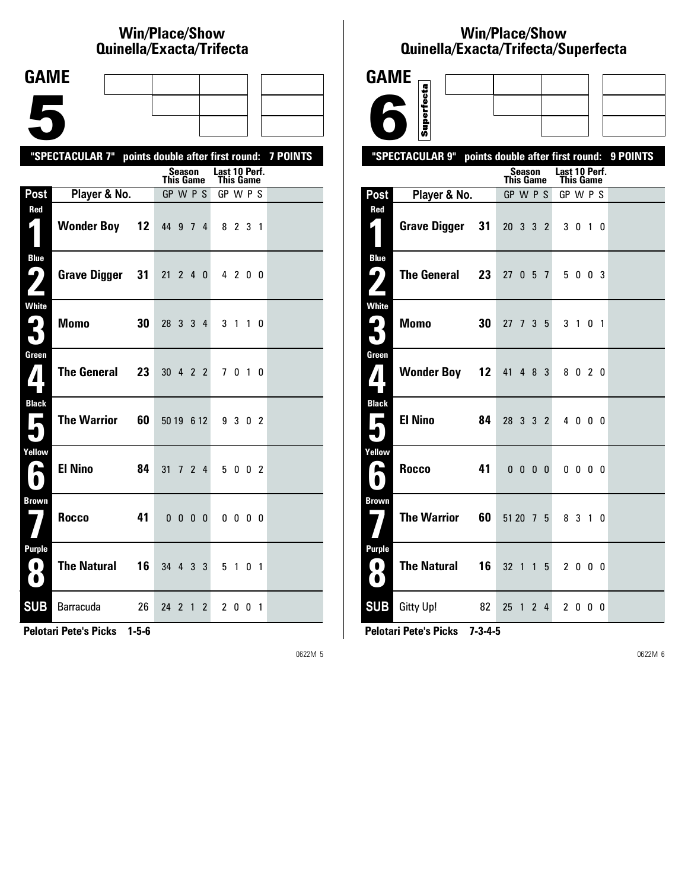# Win/Place/Show Quinella/Exacta/Trifecta

## GAME 5

**"SPECTACULAR 7" points double after first round: 7 POINTS**

| Post | Player & No. | | Season This Game GP | W | P | S | Last 10 Perf. This Game GP | W | P | S |
|---|---|---|---|---|---|---|---|---|---|---|
| Red 1 | Wonder Boy | 12 | 44 | 9 | 7 | 4 | 8 | 2 | 3 | 1 |
| Blue 2 | Grave Digger | 31 | 21 | 2 | 4 | 0 | 4 | 2 | 0 | 0 |
| White 3 | Momo | 30 | 28 | 3 | 3 | 4 | 3 | 1 | 1 | 0 |
| Green 4 | The General | 23 | 30 | 4 | 2 | 2 | 7 | 0 | 1 | 0 |
| Black 5 | The Warrior | 60 | 50 | 19 | 6 | 12 | 9 | 3 | 0 | 2 |
| Yellow 6 | El Nino | 84 | 31 | 7 | 2 | 4 | 5 | 0 | 0 | 2 |
| Brown 7 | Rocco | 41 | 0 | 0 | 0 | 0 | 0 | 0 | 0 | 0 |
| Purple 8 | The Natural | 16 | 34 | 4 | 3 | 3 | 5 | 1 | 0 | 1 |
| SUB | Barracuda | 26 | 24 | 2 | 1 | 2 | 2 | 0 | 0 | 1 |

**Pelotari Pete's Picks 1-5-6**

0622M 5

# Win/Place/Show Quinella/Exacta/Trifecta/Superfecta

## GAME 6

Superfecta

**"SPECTACULAR 9" points double after first round: 9 POINTS**

| Post | Player & No. | | Season This Game GP | W | P | S | Last 10 Perf. This Game GP | W | P | S |
|---|---|---|---|---|---|---|---|---|---|---|
| Red 1 | Grave Digger | 31 | 20 | 3 | 3 | 2 | 3 | 0 | 1 | 0 |
| Blue 2 | The General | 23 | 27 | 0 | 5 | 7 | 5 | 0 | 0 | 3 |
| White 3 | Momo | 30 | 27 | 7 | 3 | 5 | 3 | 1 | 0 | 1 |
| Green 4 | Wonder Boy | 12 | 41 | 4 | 8 | 3 | 8 | 0 | 2 | 0 |
| Black 5 | El Nino | 84 | 28 | 3 | 3 | 2 | 4 | 0 | 0 | 0 |
| Yellow 6 | Rocco | 41 | 0 | 0 | 0 | 0 | 0 | 0 | 0 | 0 |
| Brown 7 | The Warrior | 60 | 51 | 20 | 7 | 5 | 8 | 3 | 1 | 0 |
| Purple 8 | The Natural | 16 | 32 | 1 | 1 | 5 | 2 | 0 | 0 | 0 |
| SUB | Gitty Up! | 82 | 25 | 1 | 2 | 4 | 2 | 0 | 0 | 0 |

**Pelotari Pete's Picks 7-3-4-5**

0622M 6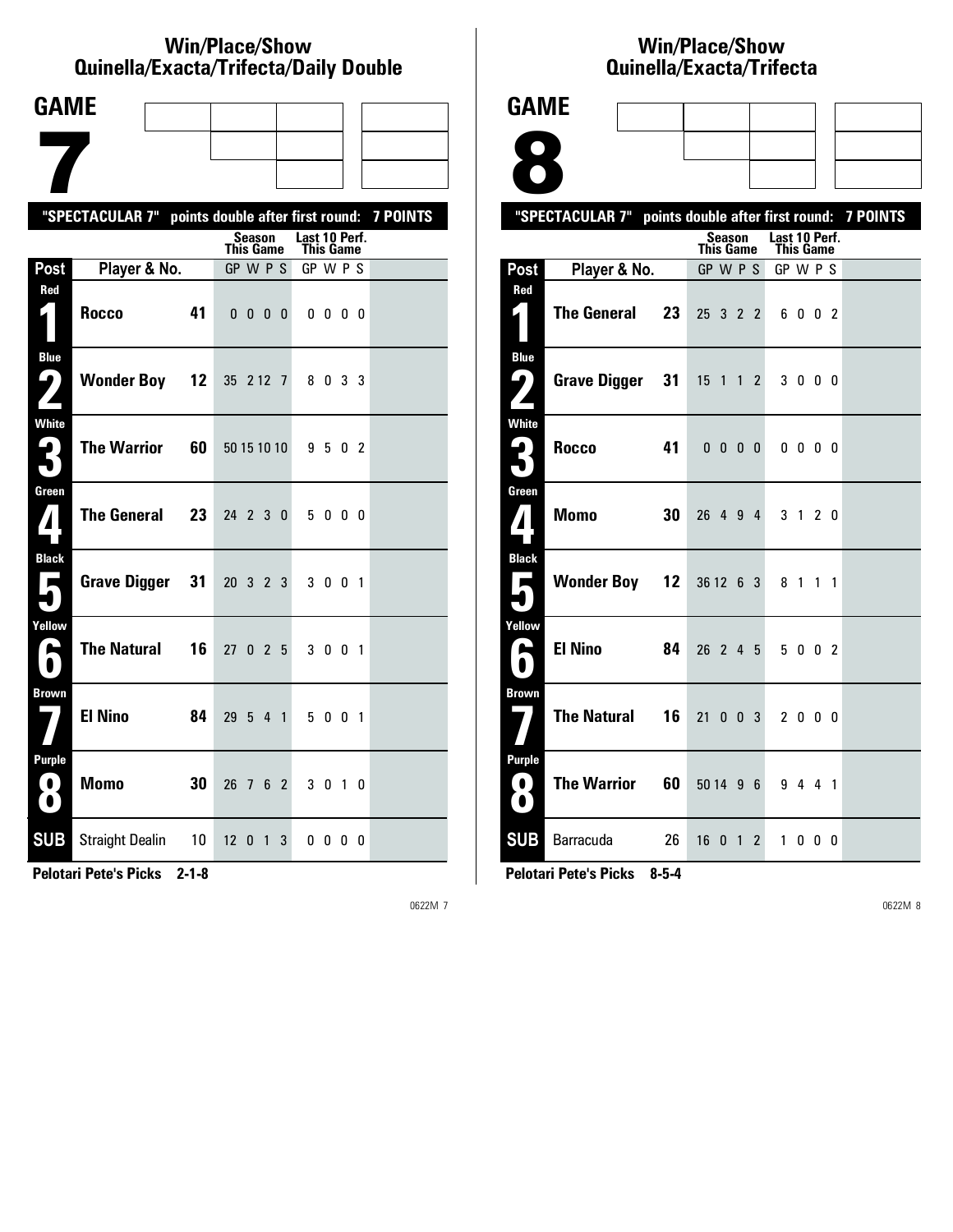## Win/Place/Show
## Quinella/Exacta/Trifecta/Daily Double

# GAME 7

**"SPECTACULAR 7" points double after first round: 7 POINTS**

| Post | Player & No. | | Season This Game GP W P S | Last 10 Perf. This Game GP W P S |
|---|---|---|---|---|
| Red 1 | Rocco | 41 | 0 0 0 0 | 0 0 0 0 |
| Blue 2 | Wonder Boy | 12 | 35 2 12 7 | 8 0 3 3 |
| White 3 | The Warrior | 60 | 50 15 10 10 | 9 5 0 2 |
| Green 4 | The General | 23 | 24 2 3 0 | 5 0 0 0 |
| Black 5 | Grave Digger | 31 | 20 3 2 3 | 3 0 0 1 |
| Yellow 6 | The Natural | 16 | 27 0 2 5 | 3 0 0 1 |
| Brown 7 | El Nino | 84 | 29 5 4 1 | 5 0 0 1 |
| Purple 8 | Momo | 30 | 26 7 6 2 | 3 0 1 0 |
| SUB | Straight Dealin | 10 | 12 0 1 3 | 0 0 0 0 |

**Pelotari Pete's Picks 2-1-8**

0622M 7

## Win/Place/Show
## Quinella/Exacta/Trifecta

# GAME 8

**"SPECTACULAR 7" points double after first round: 7 POINTS**

| Post | Player & No. | | Season This Game GP W P S | Last 10 Perf. This Game GP W P S |
|---|---|---|---|---|
| Red 1 | The General | 23 | 25 3 2 2 | 6 0 0 2 |
| Blue 2 | Grave Digger | 31 | 15 1 1 2 | 3 0 0 0 |
| White 3 | Rocco | 41 | 0 0 0 0 | 0 0 0 0 |
| Green 4 | Momo | 30 | 26 4 9 4 | 3 1 2 0 |
| Black 5 | Wonder Boy | 12 | 36 12 6 3 | 8 1 1 1 |
| Yellow 6 | El Nino | 84 | 26 2 4 5 | 5 0 0 2 |
| Brown 7 | The Natural | 16 | 21 0 0 3 | 2 0 0 0 |
| Purple 8 | The Warrior | 60 | 50 14 9 6 | 9 4 4 1 |
| SUB | Barracuda | 26 | 16 0 1 2 | 1 0 0 0 |

**Pelotari Pete's Picks 8-5-4**

0622M 8